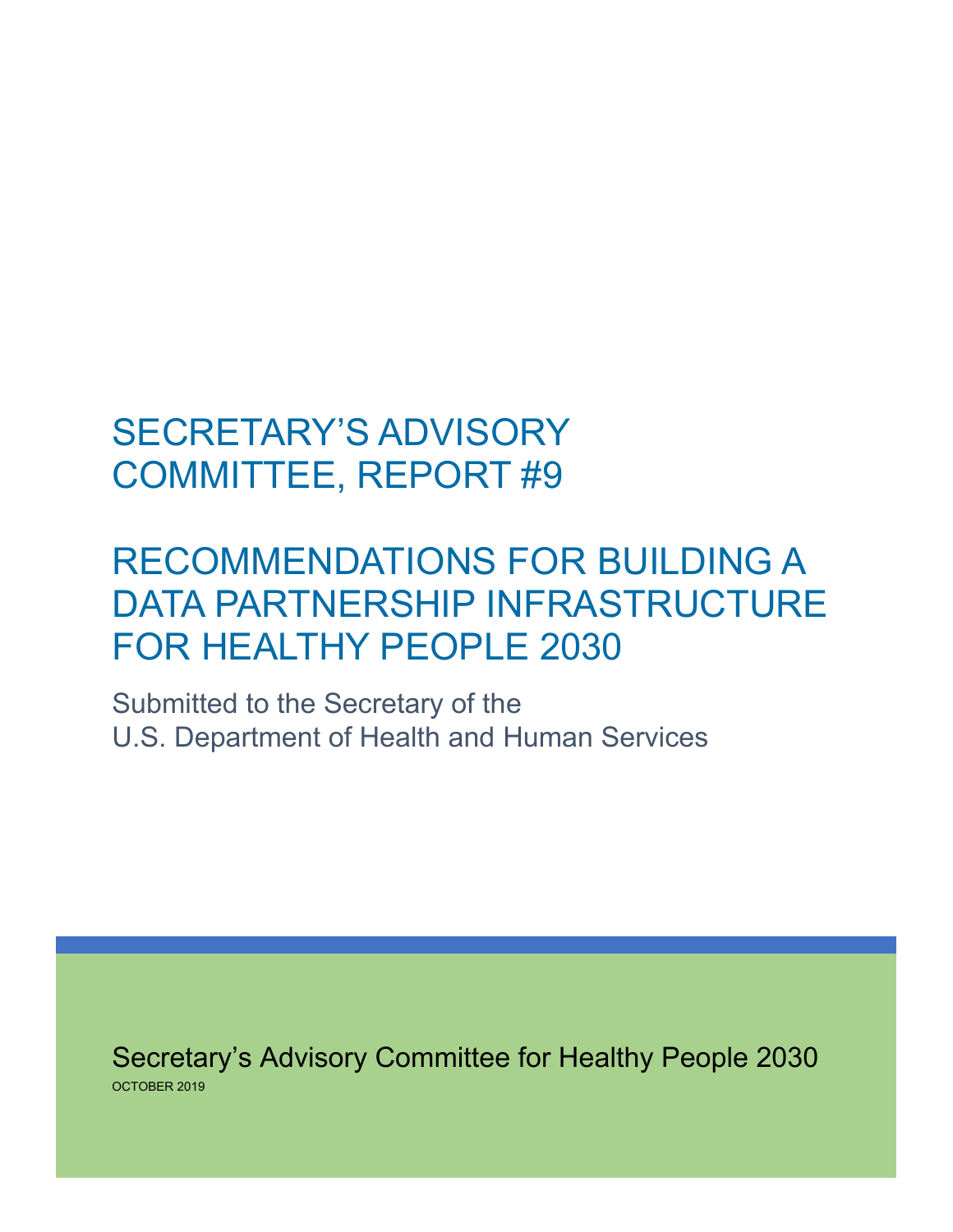# SECRETARY'S ADVISORY COMMITTEE, REPORT #9

# RECOMMENDATIONS FOR BUILDING A DATA PARTNERSHIP INFRASTRUCTURE FOR HEALTHY PEOPLE 2030

Submitted to the Secretary of the
U.S. Department of Health and Human Services

Secretary's Advisory Committee for Healthy People 2030

OCTOBER 2019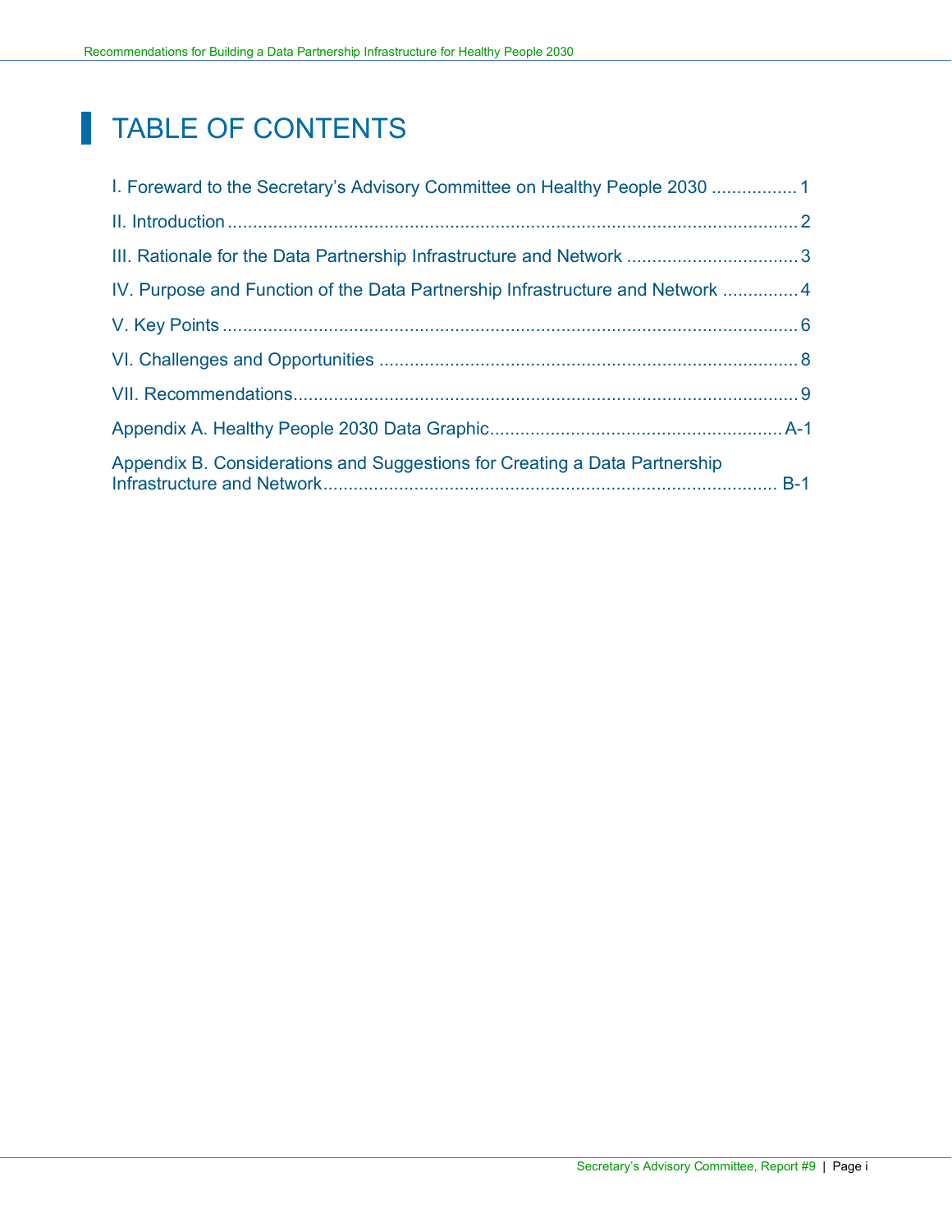# TABLE OF CONTENTS

I. Foreward to the Secretary's Advisory Committee on Healthy People 2030 ................. 1

II. Introduction ................................................................................................................. 2

III. Rationale for the Data Partnership Infrastructure and Network .................................. 3

IV. Purpose and Function of the Data Partnership Infrastructure and Network ............... 4

V. Key Points .................................................................................................................. 6

VI. Challenges and Opportunities ................................................................................... 8

VII. Recommendations.................................................................................................... 9

Appendix A. Healthy People 2030 Data Graphic.........................................................A-1

Appendix B. Considerations and Suggestions for Creating a Data Partnership Infrastructure and Network......................................................................................... B-1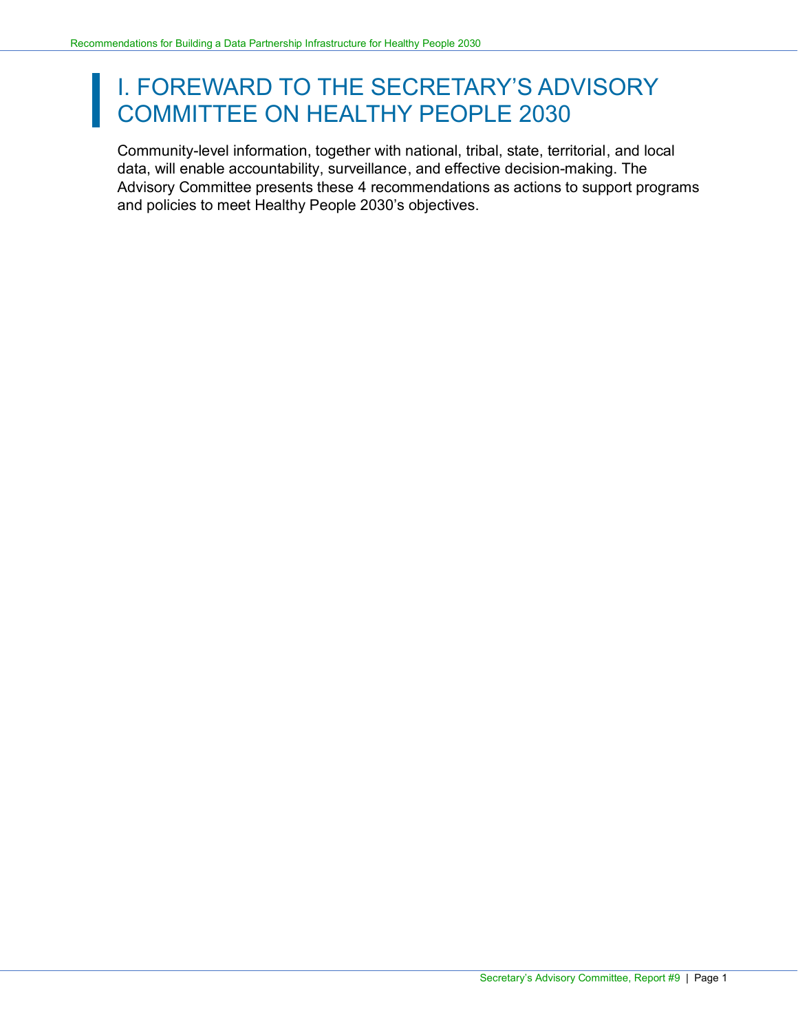# I. FOREWARD TO THE SECRETARY'S ADVISORY COMMITTEE ON HEALTHY PEOPLE 2030

Community-level information, together with national, tribal, state, territorial, and local data, will enable accountability, surveillance, and effective decision-making. The Advisory Committee presents these 4 recommendations as actions to support programs and policies to meet Healthy People 2030's objectives.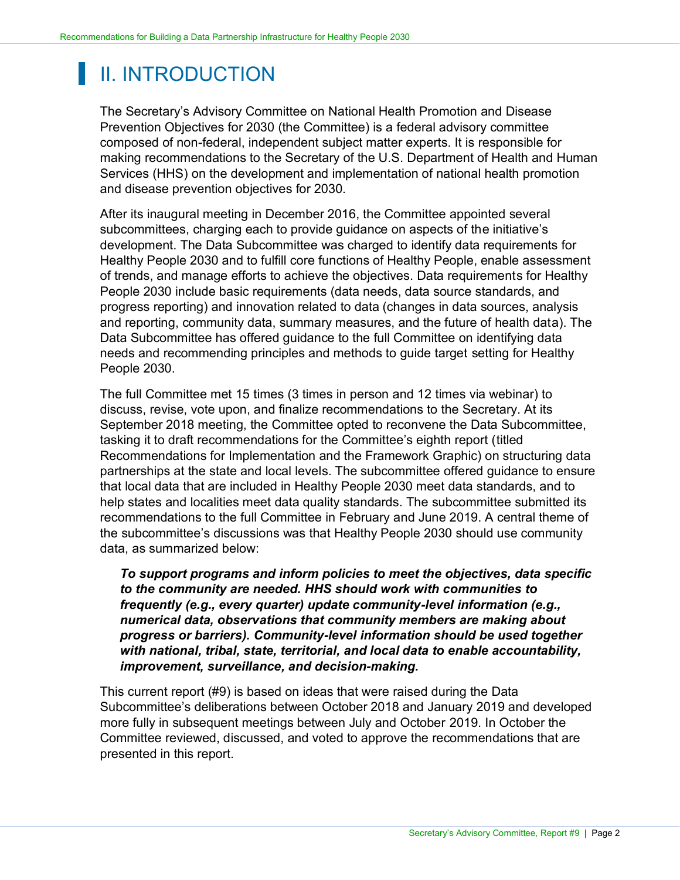# II. INTRODUCTION

The Secretary's Advisory Committee on National Health Promotion and Disease Prevention Objectives for 2030 (the Committee) is a federal advisory committee composed of non-federal, independent subject matter experts. It is responsible for making recommendations to the Secretary of the U.S. Department of Health and Human Services (HHS) on the development and implementation of national health promotion and disease prevention objectives for 2030.

After its inaugural meeting in December 2016, the Committee appointed several subcommittees, charging each to provide guidance on aspects of the initiative's development. The Data Subcommittee was charged to identify data requirements for Healthy People 2030 and to fulfill core functions of Healthy People, enable assessment of trends, and manage efforts to achieve the objectives. Data requirements for Healthy People 2030 include basic requirements (data needs, data source standards, and progress reporting) and innovation related to data (changes in data sources, analysis and reporting, community data, summary measures, and the future of health data). The Data Subcommittee has offered guidance to the full Committee on identifying data needs and recommending principles and methods to guide target setting for Healthy People 2030.

The full Committee met 15 times (3 times in person and 12 times via webinar) to discuss, revise, vote upon, and finalize recommendations to the Secretary. At its September 2018 meeting, the Committee opted to reconvene the Data Subcommittee, tasking it to draft recommendations for the Committee's eighth report (titled Recommendations for Implementation and the Framework Graphic) on structuring data partnerships at the state and local levels. The subcommittee offered guidance to ensure that local data that are included in Healthy People 2030 meet data standards, and to help states and localities meet data quality standards. The subcommittee submitted its recommendations to the full Committee in February and June 2019. A central theme of the subcommittee's discussions was that Healthy People 2030 should use community data, as summarized below:

> ***To support programs and inform policies to meet the objectives, data specific to the community are needed. HHS should work with communities to frequently (e.g., every quarter) update community-level information (e.g., numerical data, observations that community members are making about progress or barriers). Community-level information should be used together with national, tribal, state, territorial, and local data to enable accountability, improvement, surveillance, and decision-making.***

This current report (#9) is based on ideas that were raised during the Data Subcommittee's deliberations between October 2018 and January 2019 and developed more fully in subsequent meetings between July and October 2019. In October the Committee reviewed, discussed, and voted to approve the recommendations that are presented in this report.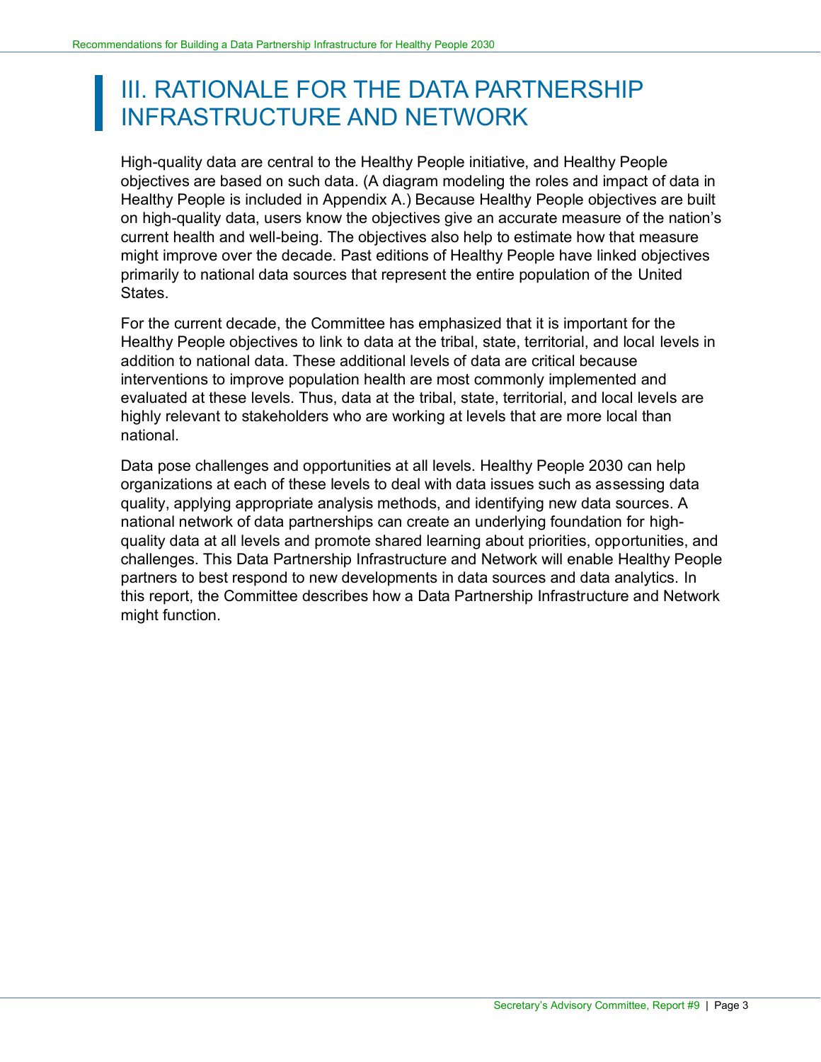# III. RATIONALE FOR THE DATA PARTNERSHIP INFRASTRUCTURE AND NETWORK

High-quality data are central to the Healthy People initiative, and Healthy People objectives are based on such data. (A diagram modeling the roles and impact of data in Healthy People is included in Appendix A.) Because Healthy People objectives are built on high-quality data, users know the objectives give an accurate measure of the nation's current health and well-being. The objectives also help to estimate how that measure might improve over the decade. Past editions of Healthy People have linked objectives primarily to national data sources that represent the entire population of the United States.

For the current decade, the Committee has emphasized that it is important for the Healthy People objectives to link to data at the tribal, state, territorial, and local levels in addition to national data. These additional levels of data are critical because interventions to improve population health are most commonly implemented and evaluated at these levels. Thus, data at the tribal, state, territorial, and local levels are highly relevant to stakeholders who are working at levels that are more local than national.

Data pose challenges and opportunities at all levels. Healthy People 2030 can help organizations at each of these levels to deal with data issues such as assessing data quality, applying appropriate analysis methods, and identifying new data sources. A national network of data partnerships can create an underlying foundation for high-quality data at all levels and promote shared learning about priorities, opportunities, and challenges. This Data Partnership Infrastructure and Network will enable Healthy People partners to best respond to new developments in data sources and data analytics. In this report, the Committee describes how a Data Partnership Infrastructure and Network might function.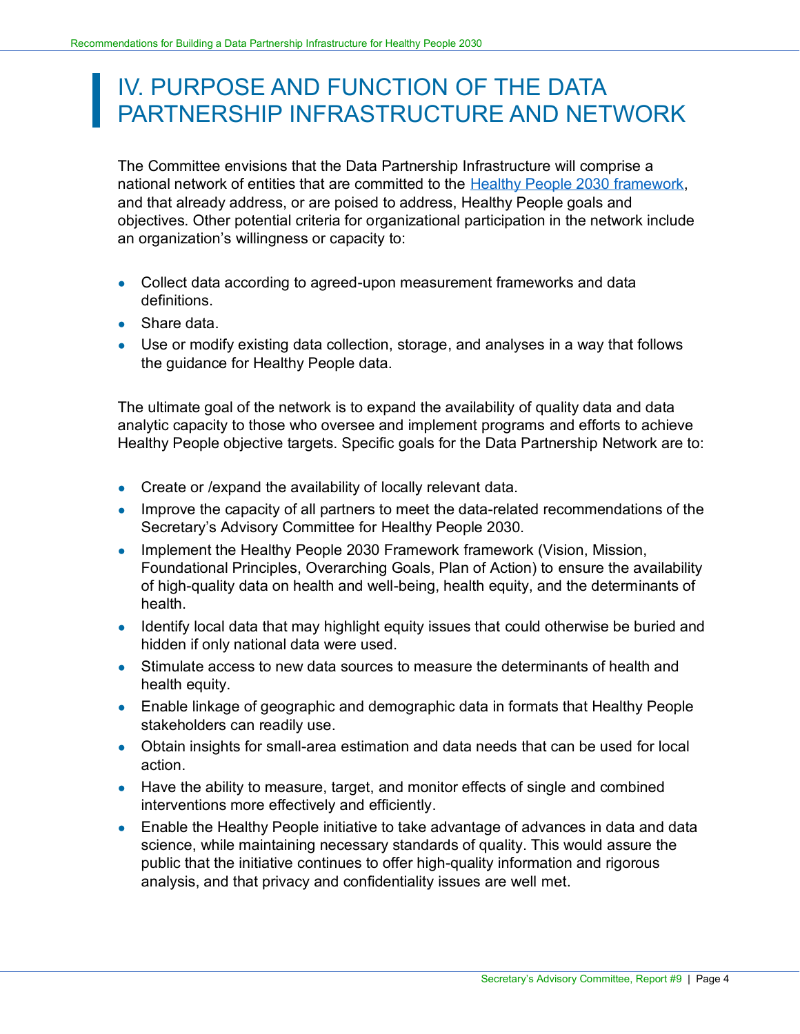# IV. PURPOSE AND FUNCTION OF THE DATA PARTNERSHIP INFRASTRUCTURE AND NETWORK

The Committee envisions that the Data Partnership Infrastructure will comprise a national network of entities that are committed to the [Healthy People 2030 framework](), and that already address, or are poised to address, Healthy People goals and objectives. Other potential criteria for organizational participation in the network include an organization's willingness or capacity to:

- Collect data according to agreed-upon measurement frameworks and data definitions.
- Share data.
- Use or modify existing data collection, storage, and analyses in a way that follows the guidance for Healthy People data.

The ultimate goal of the network is to expand the availability of quality data and data analytic capacity to those who oversee and implement programs and efforts to achieve Healthy People objective targets. Specific goals for the Data Partnership Network are to:

- Create or /expand the availability of locally relevant data.
- Improve the capacity of all partners to meet the data-related recommendations of the Secretary's Advisory Committee for Healthy People 2030.
- Implement the Healthy People 2030 Framework framework (Vision, Mission, Foundational Principles, Overarching Goals, Plan of Action) to ensure the availability of high-quality data on health and well-being, health equity, and the determinants of health.
- Identify local data that may highlight equity issues that could otherwise be buried and hidden if only national data were used.
- Stimulate access to new data sources to measure the determinants of health and health equity.
- Enable linkage of geographic and demographic data in formats that Healthy People stakeholders can readily use.
- Obtain insights for small-area estimation and data needs that can be used for local action.
- Have the ability to measure, target, and monitor effects of single and combined interventions more effectively and efficiently.
- Enable the Healthy People initiative to take advantage of advances in data and data science, while maintaining necessary standards of quality. This would assure the public that the initiative continues to offer high-quality information and rigorous analysis, and that privacy and confidentiality issues are well met.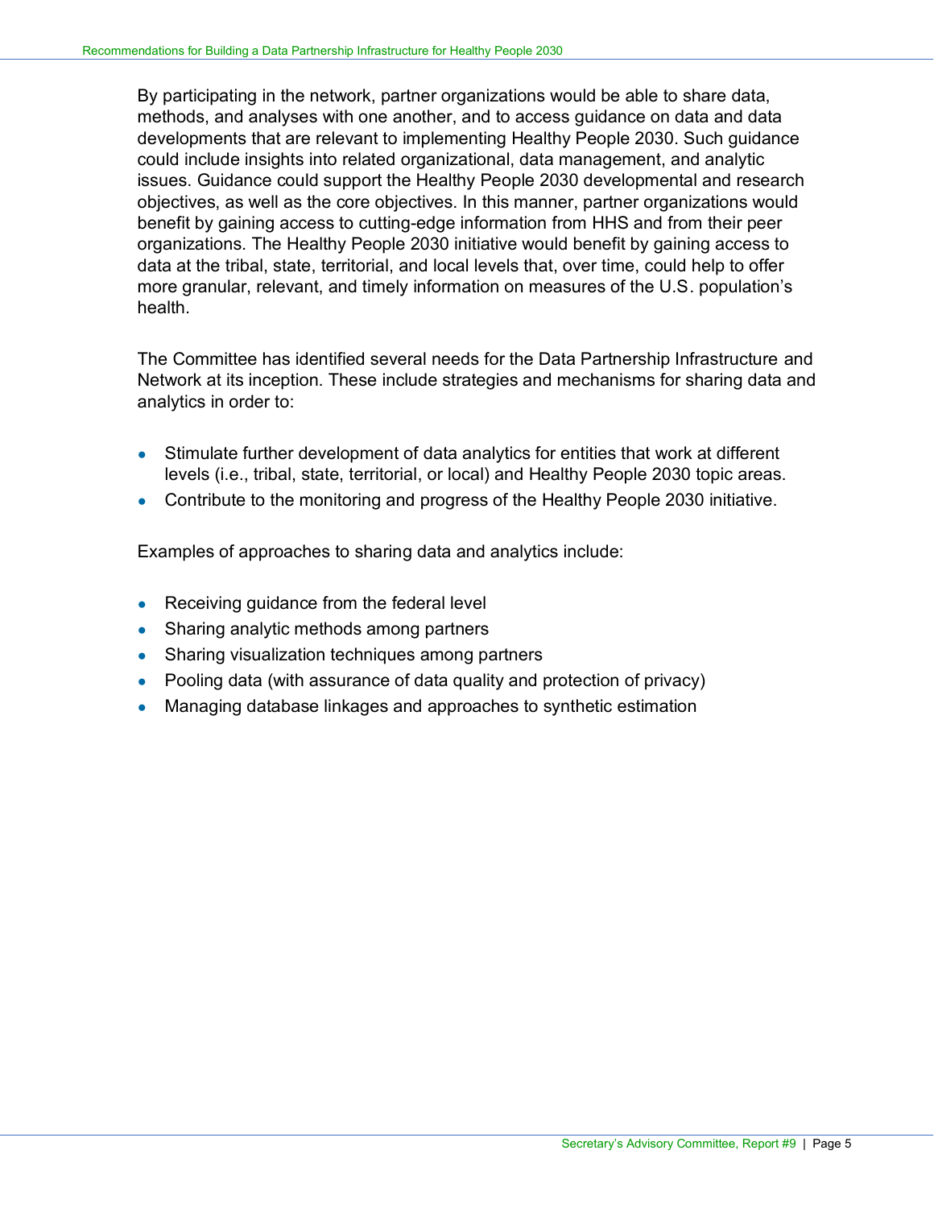By participating in the network, partner organizations would be able to share data, methods, and analyses with one another, and to access guidance on data and data developments that are relevant to implementing Healthy People 2030. Such guidance could include insights into related organizational, data management, and analytic issues. Guidance could support the Healthy People 2030 developmental and research objectives, as well as the core objectives. In this manner, partner organizations would benefit by gaining access to cutting-edge information from HHS and from their peer organizations. The Healthy People 2030 initiative would benefit by gaining access to data at the tribal, state, territorial, and local levels that, over time, could help to offer more granular, relevant, and timely information on measures of the U.S. population's health.

The Committee has identified several needs for the Data Partnership Infrastructure and Network at its inception. These include strategies and mechanisms for sharing data and analytics in order to:

- Stimulate further development of data analytics for entities that work at different levels (i.e., tribal, state, territorial, or local) and Healthy People 2030 topic areas.
- Contribute to the monitoring and progress of the Healthy People 2030 initiative.

Examples of approaches to sharing data and analytics include:

- Receiving guidance from the federal level
- Sharing analytic methods among partners
- Sharing visualization techniques among partners
- Pooling data (with assurance of data quality and protection of privacy)
- Managing database linkages and approaches to synthetic estimation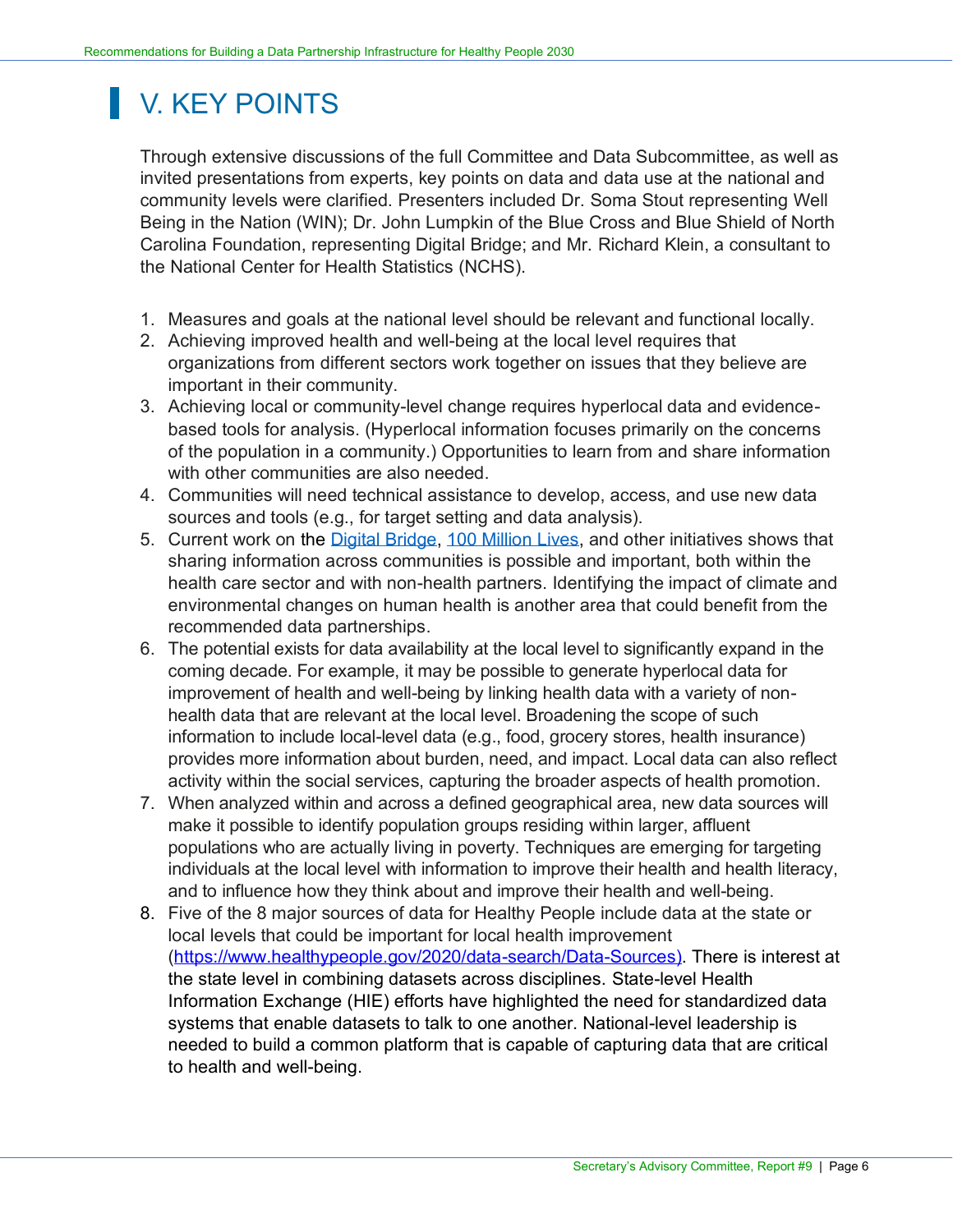# V. KEY POINTS

Through extensive discussions of the full Committee and Data Subcommittee, as well as invited presentations from experts, key points on data and data use at the national and community levels were clarified. Presenters included Dr. Soma Stout representing Well Being in the Nation (WIN); Dr. John Lumpkin of the Blue Cross and Blue Shield of North Carolina Foundation, representing Digital Bridge; and Mr. Richard Klein, a consultant to the National Center for Health Statistics (NCHS).

1. Measures and goals at the national level should be relevant and functional locally.
2. Achieving improved health and well-being at the local level requires that organizations from different sectors work together on issues that they believe are important in their community.
3. Achieving local or community-level change requires hyperlocal data and evidence-based tools for analysis. (Hyperlocal information focuses primarily on the concerns of the population in a community.) Opportunities to learn from and share information with other communities are also needed.
4. Communities will need technical assistance to develop, access, and use new data sources and tools (e.g., for target setting and data analysis).
5. Current work on the [Digital Bridge](), [100 Million Lives](), and other initiatives shows that sharing information across communities is possible and important, both within the health care sector and with non-health partners. Identifying the impact of climate and environmental changes on human health is another area that could benefit from the recommended data partnerships.
6. The potential exists for data availability at the local level to significantly expand in the coming decade. For example, it may be possible to generate hyperlocal data for improvement of health and well-being by linking health data with a variety of non-health data that are relevant at the local level. Broadening the scope of such information to include local-level data (e.g., food, grocery stores, health insurance) provides more information about burden, need, and impact. Local data can also reflect activity within the social services, capturing the broader aspects of health promotion.
7. When analyzed within and across a defined geographical area, new data sources will make it possible to identify population groups residing within larger, affluent populations who are actually living in poverty. Techniques are emerging for targeting individuals at the local level with information to improve their health and health literacy, and to influence how they think about and improve their health and well-being.
8. Five of the 8 major sources of data for Healthy People include data at the state or local levels that could be important for local health improvement (https://www.healthypeople.gov/2020/data-search/Data-Sources). There is interest at the state level in combining datasets across disciplines. State-level Health Information Exchange (HIE) efforts have highlighted the need for standardized data systems that enable datasets to talk to one another. National-level leadership is needed to build a common platform that is capable of capturing data that are critical to health and well-being.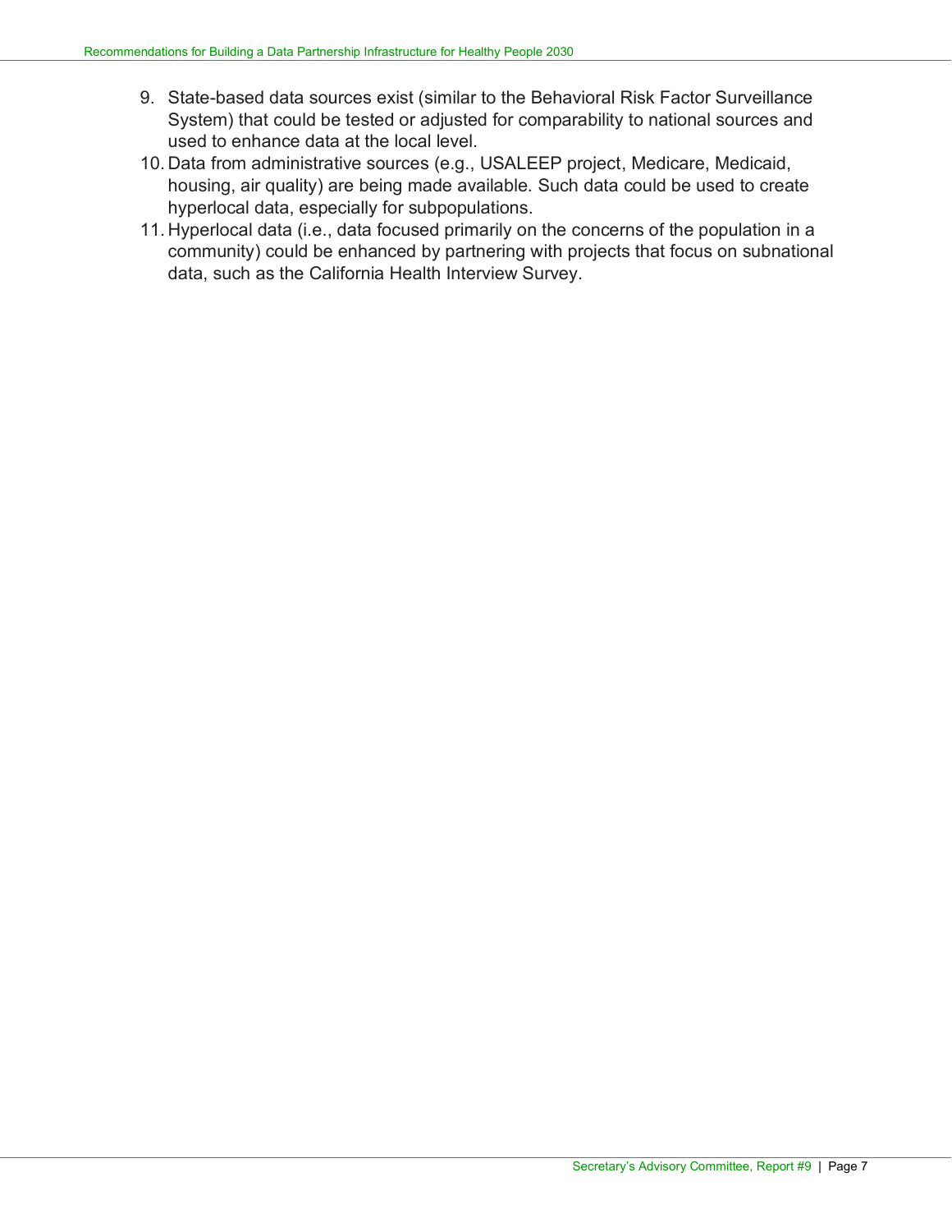9. State-based data sources exist (similar to the Behavioral Risk Factor Surveillance System) that could be tested or adjusted for comparability to national sources and used to enhance data at the local level.
10. Data from administrative sources (e.g., USALEEP project, Medicare, Medicaid, housing, air quality) are being made available. Such data could be used to create hyperlocal data, especially for subpopulations.
11. Hyperlocal data (i.e., data focused primarily on the concerns of the population in a community) could be enhanced by partnering with projects that focus on subnational data, such as the California Health Interview Survey.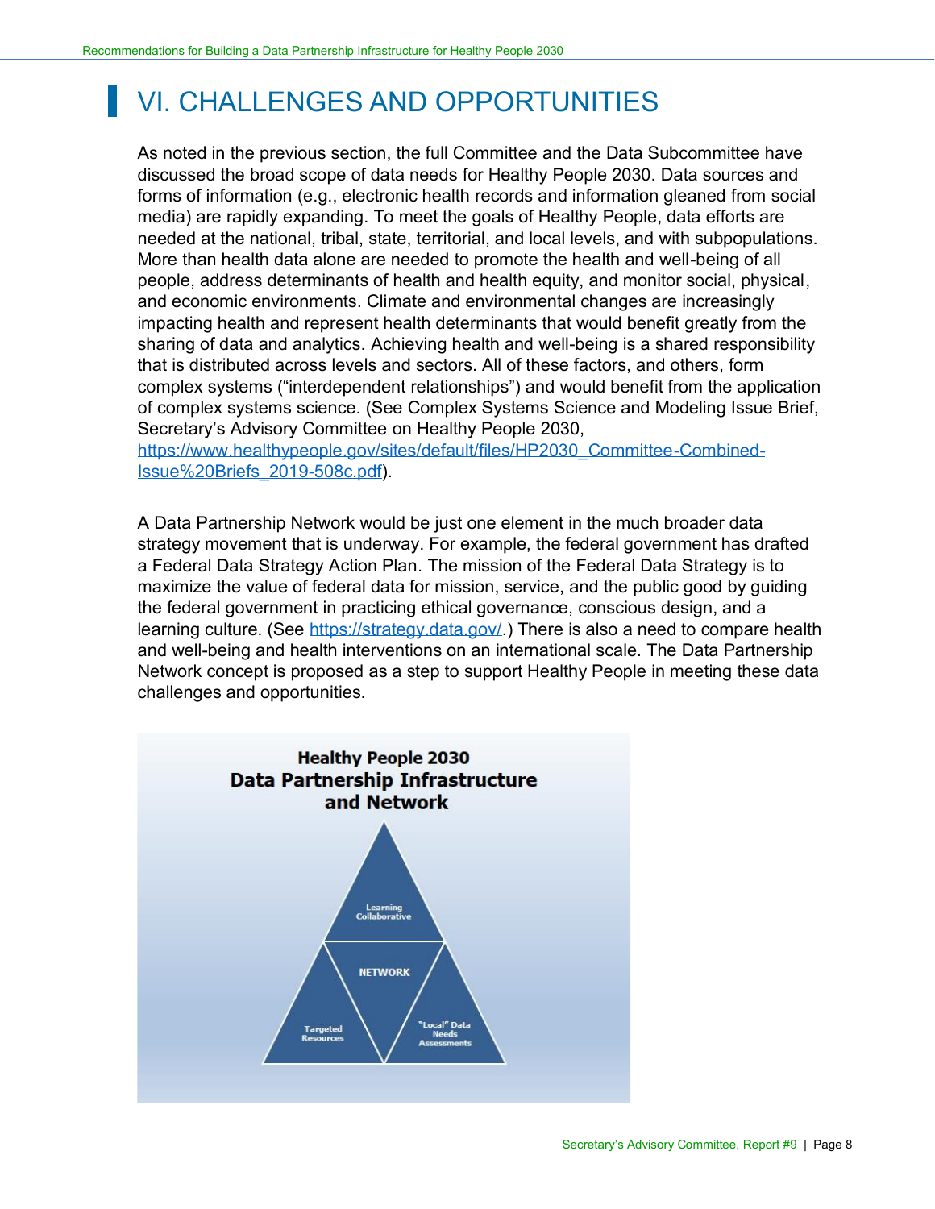# VI. CHALLENGES AND OPPORTUNITIES

As noted in the previous section, the full Committee and the Data Subcommittee have discussed the broad scope of data needs for Healthy People 2030. Data sources and forms of information (e.g., electronic health records and information gleaned from social media) are rapidly expanding. To meet the goals of Healthy People, data efforts are needed at the national, tribal, state, territorial, and local levels, and with subpopulations. More than health data alone are needed to promote the health and well-being of all people, address determinants of health and health equity, and monitor social, physical, and economic environments. Climate and environmental changes are increasingly impacting health and represent health determinants that would benefit greatly from the sharing of data and analytics. Achieving health and well-being is a shared responsibility that is distributed across levels and sectors. All of these factors, and others, form complex systems ("interdependent relationships") and would benefit from the application of complex systems science. (See Complex Systems Science and Modeling Issue Brief, Secretary's Advisory Committee on Healthy People 2030, [https://www.healthypeople.gov/sites/default/files/HP2030_Committee-Combined-Issue%20Briefs_2019-508c.pdf](https://www.healthypeople.gov/sites/default/files/HP2030_Committee-Combined-Issue%20Briefs_2019-508c.pdf)).

A Data Partnership Network would be just one element in the much broader data strategy movement that is underway. For example, the federal government has drafted a Federal Data Strategy Action Plan. The mission of the Federal Data Strategy is to maximize the value of federal data for mission, service, and the public good by guiding the federal government in practicing ethical governance, conscious design, and a learning culture. (See [https://strategy.data.gov/](https://strategy.data.gov/).) There is also a need to compare health and well-being and health interventions on an international scale. The Data Partnership Network concept is proposed as a step to support Healthy People in meeting these data challenges and opportunities.

**Healthy People 2030 Data Partnership Infrastructure and Network**

Learning Collaborative

NETWORK

Targeted Resources

"Local" Data Needs Assessments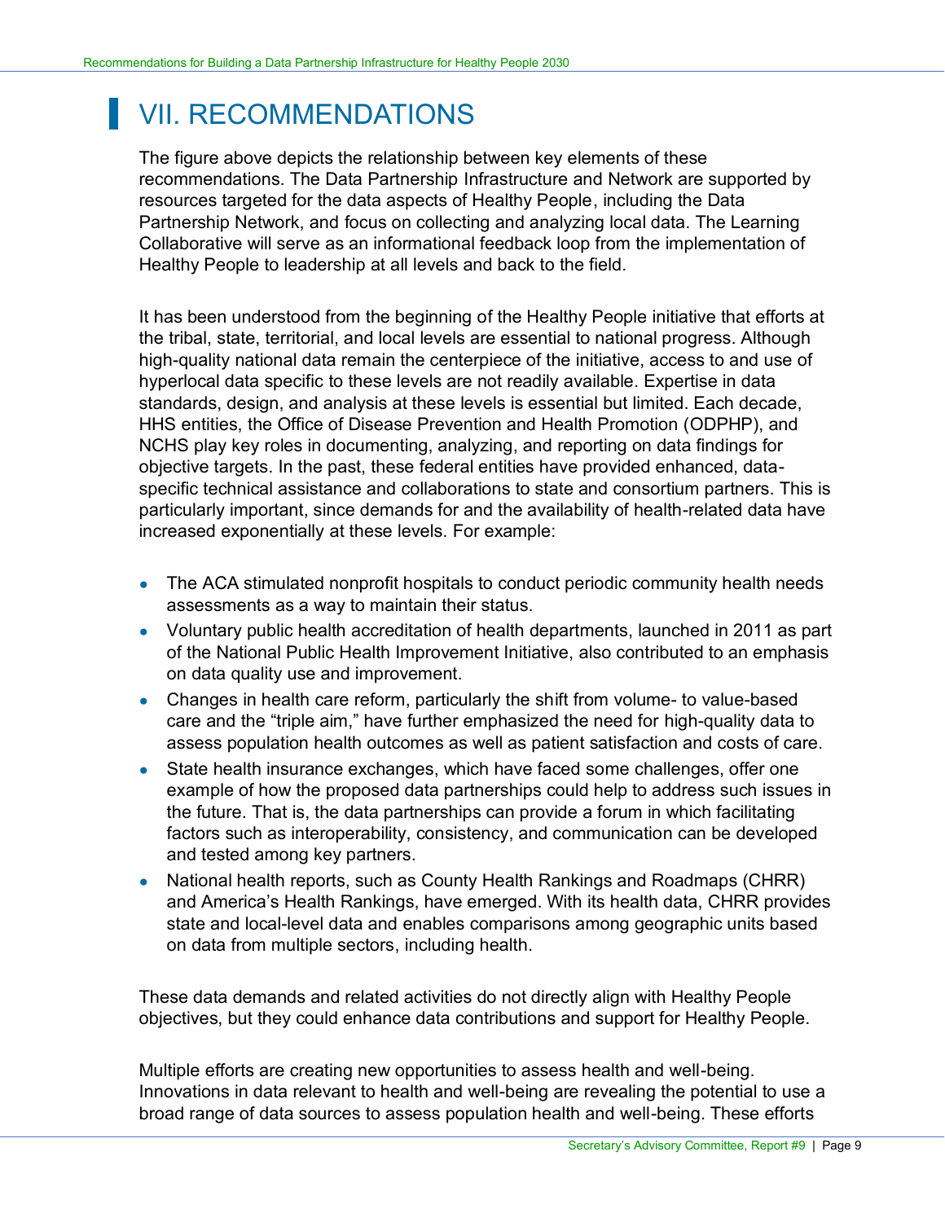# VII. RECOMMENDATIONS

The figure above depicts the relationship between key elements of these recommendations. The Data Partnership Infrastructure and Network are supported by resources targeted for the data aspects of Healthy People, including the Data Partnership Network, and focus on collecting and analyzing local data. The Learning Collaborative will serve as an informational feedback loop from the implementation of Healthy People to leadership at all levels and back to the field.

It has been understood from the beginning of the Healthy People initiative that efforts at the tribal, state, territorial, and local levels are essential to national progress. Although high-quality national data remain the centerpiece of the initiative, access to and use of hyperlocal data specific to these levels are not readily available. Expertise in data standards, design, and analysis at these levels is essential but limited. Each decade, HHS entities, the Office of Disease Prevention and Health Promotion (ODPHP), and NCHS play key roles in documenting, analyzing, and reporting on data findings for objective targets. In the past, these federal entities have provided enhanced, data-specific technical assistance and collaborations to state and consortium partners. This is particularly important, since demands for and the availability of health-related data have increased exponentially at these levels. For example:

- The ACA stimulated nonprofit hospitals to conduct periodic community health needs assessments as a way to maintain their status.
- Voluntary public health accreditation of health departments, launched in 2011 as part of the National Public Health Improvement Initiative, also contributed to an emphasis on data quality use and improvement.
- Changes in health care reform, particularly the shift from volume- to value-based care and the "triple aim," have further emphasized the need for high-quality data to assess population health outcomes as well as patient satisfaction and costs of care.
- State health insurance exchanges, which have faced some challenges, offer one example of how the proposed data partnerships could help to address such issues in the future. That is, the data partnerships can provide a forum in which facilitating factors such as interoperability, consistency, and communication can be developed and tested among key partners.
- National health reports, such as County Health Rankings and Roadmaps (CHRR) and America's Health Rankings, have emerged. With its health data, CHRR provides state and local-level data and enables comparisons among geographic units based on data from multiple sectors, including health.

These data demands and related activities do not directly align with Healthy People objectives, but they could enhance data contributions and support for Healthy People.

Multiple efforts are creating new opportunities to assess health and well-being. Innovations in data relevant to health and well-being are revealing the potential to use a broad range of data sources to assess population health and well-being. These efforts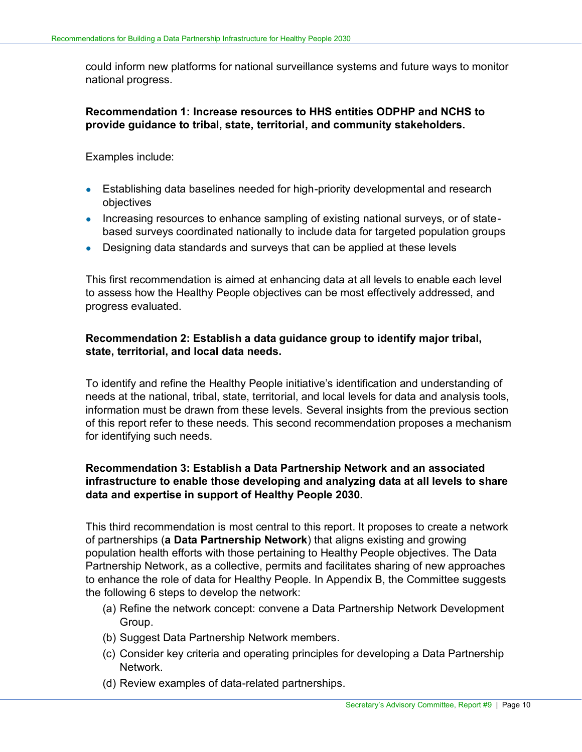could inform new platforms for national surveillance systems and future ways to monitor national progress.

**Recommendation 1: Increase resources to HHS entities ODPHP and NCHS to provide guidance to tribal, state, territorial, and community stakeholders.**

Examples include:

- Establishing data baselines needed for high-priority developmental and research objectives
- Increasing resources to enhance sampling of existing national surveys, or of state-based surveys coordinated nationally to include data for targeted population groups
- Designing data standards and surveys that can be applied at these levels

This first recommendation is aimed at enhancing data at all levels to enable each level to assess how the Healthy People objectives can be most effectively addressed, and progress evaluated.

**Recommendation 2: Establish a data guidance group to identify major tribal, state, territorial, and local data needs.**

To identify and refine the Healthy People initiative's identification and understanding of needs at the national, tribal, state, territorial, and local levels for data and analysis tools, information must be drawn from these levels. Several insights from the previous section of this report refer to these needs. This second recommendation proposes a mechanism for identifying such needs.

**Recommendation 3: Establish a Data Partnership Network and an associated infrastructure to enable those developing and analyzing data at all levels to share data and expertise in support of Healthy People 2030.**

This third recommendation is most central to this report. It proposes to create a network of partnerships (**a Data Partnership Network**) that aligns existing and growing population health efforts with those pertaining to Healthy People objectives. The Data Partnership Network, as a collective, permits and facilitates sharing of new approaches to enhance the role of data for Healthy People. In Appendix B, the Committee suggests the following 6 steps to develop the network:

(a) Refine the network concept: convene a Data Partnership Network Development Group.

(b) Suggest Data Partnership Network members.

(c) Consider key criteria and operating principles for developing a Data Partnership Network.

(d) Review examples of data-related partnerships.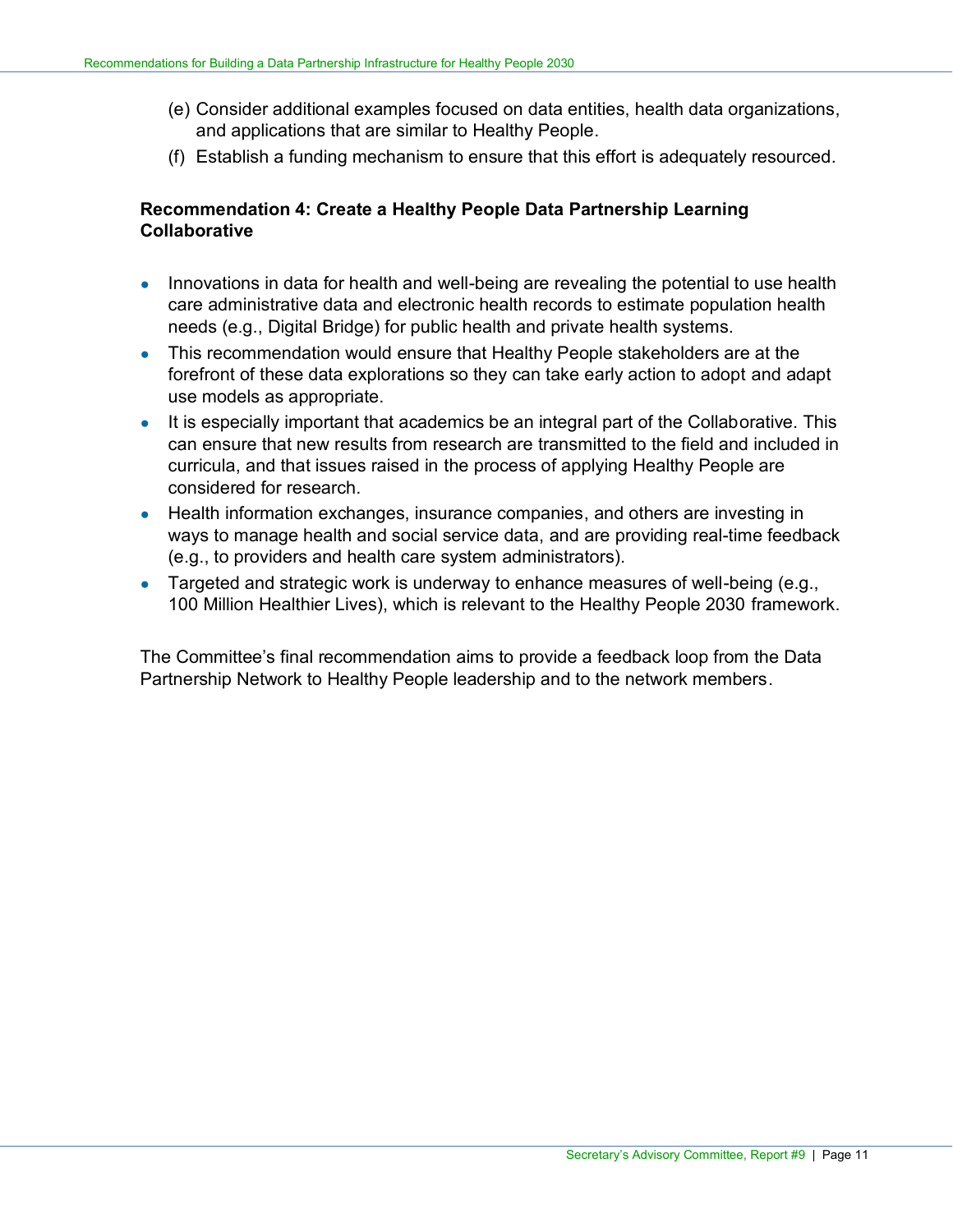(e) Consider additional examples focused on data entities, health data organizations, and applications that are similar to Healthy People.

(f) Establish a funding mechanism to ensure that this effort is adequately resourced.

**Recommendation 4: Create a Healthy People Data Partnership Learning Collaborative**

- Innovations in data for health and well-being are revealing the potential to use health care administrative data and electronic health records to estimate population health needs (e.g., Digital Bridge) for public health and private health systems.
- This recommendation would ensure that Healthy People stakeholders are at the forefront of these data explorations so they can take early action to adopt and adapt use models as appropriate.
- It is especially important that academics be an integral part of the Collaborative. This can ensure that new results from research are transmitted to the field and included in curricula, and that issues raised in the process of applying Healthy People are considered for research.
- Health information exchanges, insurance companies, and others are investing in ways to manage health and social service data, and are providing real-time feedback (e.g., to providers and health care system administrators).
- Targeted and strategic work is underway to enhance measures of well-being (e.g., 100 Million Healthier Lives), which is relevant to the Healthy People 2030 framework.

The Committee's final recommendation aims to provide a feedback loop from the Data Partnership Network to Healthy People leadership and to the network members.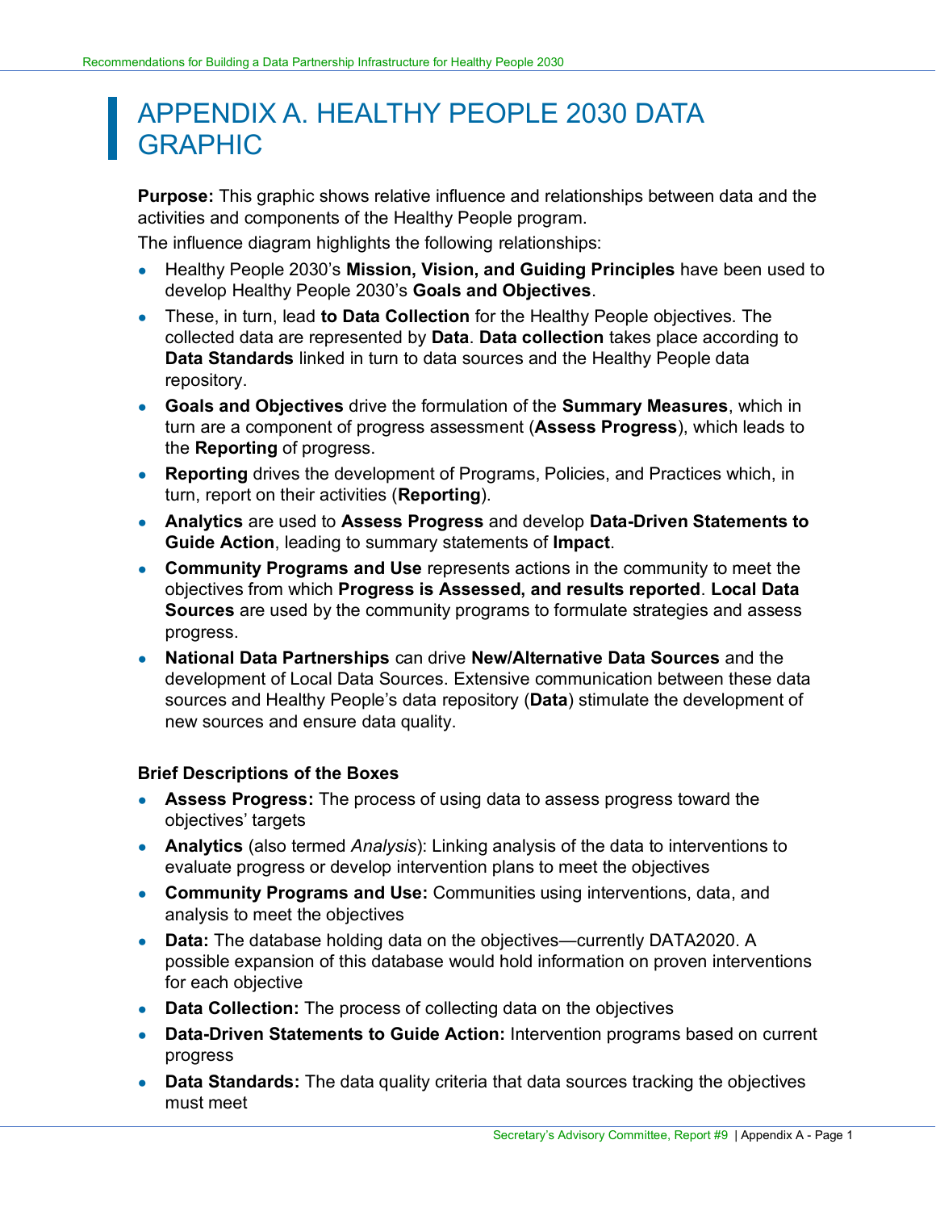# APPENDIX A. HEALTHY PEOPLE 2030 DATA GRAPHIC

**Purpose:** This graphic shows relative influence and relationships between data and the activities and components of the Healthy People program.

The influence diagram highlights the following relationships:

- Healthy People 2030's **Mission, Vision, and Guiding Principles** have been used to develop Healthy People 2030's **Goals and Objectives**.
- These, in turn, lead **to Data Collection** for the Healthy People objectives. The collected data are represented by **Data**. **Data collection** takes place according to **Data Standards** linked in turn to data sources and the Healthy People data repository.
- **Goals and Objectives** drive the formulation of the **Summary Measures**, which in turn are a component of progress assessment (**Assess Progress**), which leads to the **Reporting** of progress.
- **Reporting** drives the development of Programs, Policies, and Practices which, in turn, report on their activities (**Reporting**).
- **Analytics** are used to **Assess Progress** and develop **Data-Driven Statements to Guide Action**, leading to summary statements of **Impact**.
- **Community Programs and Use** represents actions in the community to meet the objectives from which **Progress is Assessed, and results reported**. **Local Data Sources** are used by the community programs to formulate strategies and assess progress.
- **National Data Partnerships** can drive **New/Alternative Data Sources** and the development of Local Data Sources. Extensive communication between these data sources and Healthy People's data repository (**Data**) stimulate the development of new sources and ensure data quality.

### Brief Descriptions of the Boxes

- **Assess Progress:** The process of using data to assess progress toward the objectives' targets
- **Analytics** (also termed *Analysis*): Linking analysis of the data to interventions to evaluate progress or develop intervention plans to meet the objectives
- **Community Programs and Use:** Communities using interventions, data, and analysis to meet the objectives
- **Data:** The database holding data on the objectives—currently DATA2020. A possible expansion of this database would hold information on proven interventions for each objective
- **Data Collection:** The process of collecting data on the objectives
- **Data-Driven Statements to Guide Action:** Intervention programs based on current progress
- **Data Standards:** The data quality criteria that data sources tracking the objectives must meet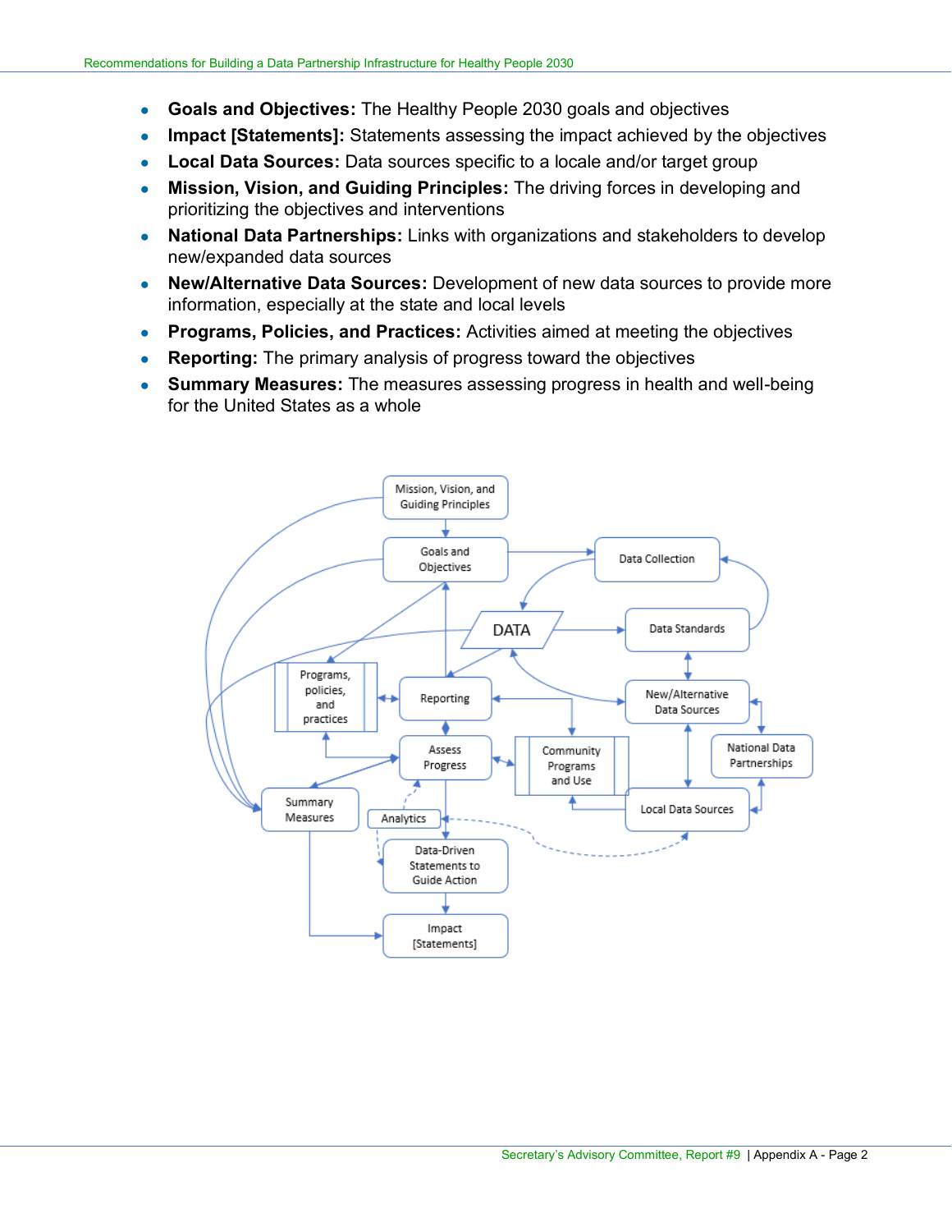- **Goals and Objectives:** The Healthy People 2030 goals and objectives
- **Impact [Statements]:** Statements assessing the impact achieved by the objectives
- **Local Data Sources:** Data sources specific to a locale and/or target group
- **Mission, Vision, and Guiding Principles:** The driving forces in developing and prioritizing the objectives and interventions
- **National Data Partnerships:** Links with organizations and stakeholders to develop new/expanded data sources
- **New/Alternative Data Sources:** Development of new data sources to provide more information, especially at the state and local levels
- **Programs, Policies, and Practices:** Activities aimed at meeting the objectives
- **Reporting:** The primary analysis of progress toward the objectives
- **Summary Measures:** The measures assessing progress in health and well-being for the United States as a whole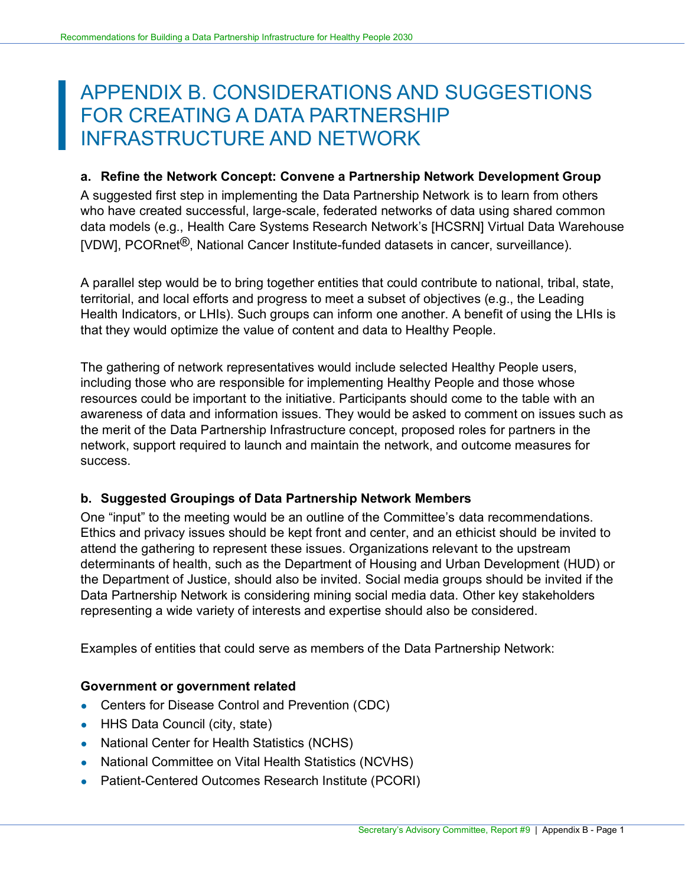# APPENDIX B. CONSIDERATIONS AND SUGGESTIONS FOR CREATING A DATA PARTNERSHIP INFRASTRUCTURE AND NETWORK

## a. Refine the Network Concept: Convene a Partnership Network Development Group

A suggested first step in implementing the Data Partnership Network is to learn from others who have created successful, large-scale, federated networks of data using shared common data models (e.g., Health Care Systems Research Network's [HCSRN] Virtual Data Warehouse [VDW], PCORnet®, National Cancer Institute-funded datasets in cancer, surveillance).

A parallel step would be to bring together entities that could contribute to national, tribal, state, territorial, and local efforts and progress to meet a subset of objectives (e.g., the Leading Health Indicators, or LHIs). Such groups can inform one another. A benefit of using the LHIs is that they would optimize the value of content and data to Healthy People.

The gathering of network representatives would include selected Healthy People users, including those who are responsible for implementing Healthy People and those whose resources could be important to the initiative. Participants should come to the table with an awareness of data and information issues. They would be asked to comment on issues such as the merit of the Data Partnership Infrastructure concept, proposed roles for partners in the network, support required to launch and maintain the network, and outcome measures for success.

## b. Suggested Groupings of Data Partnership Network Members

One "input" to the meeting would be an outline of the Committee's data recommendations. Ethics and privacy issues should be kept front and center, and an ethicist should be invited to attend the gathering to represent these issues. Organizations relevant to the upstream determinants of health, such as the Department of Housing and Urban Development (HUD) or the Department of Justice, should also be invited. Social media groups should be invited if the Data Partnership Network is considering mining social media data. Other key stakeholders representing a wide variety of interests and expertise should also be considered.

Examples of entities that could serve as members of the Data Partnership Network:

**Government or government related**

- Centers for Disease Control and Prevention (CDC)
- HHS Data Council (city, state)
- National Center for Health Statistics (NCHS)
- National Committee on Vital Health Statistics (NCVHS)
- Patient-Centered Outcomes Research Institute (PCORI)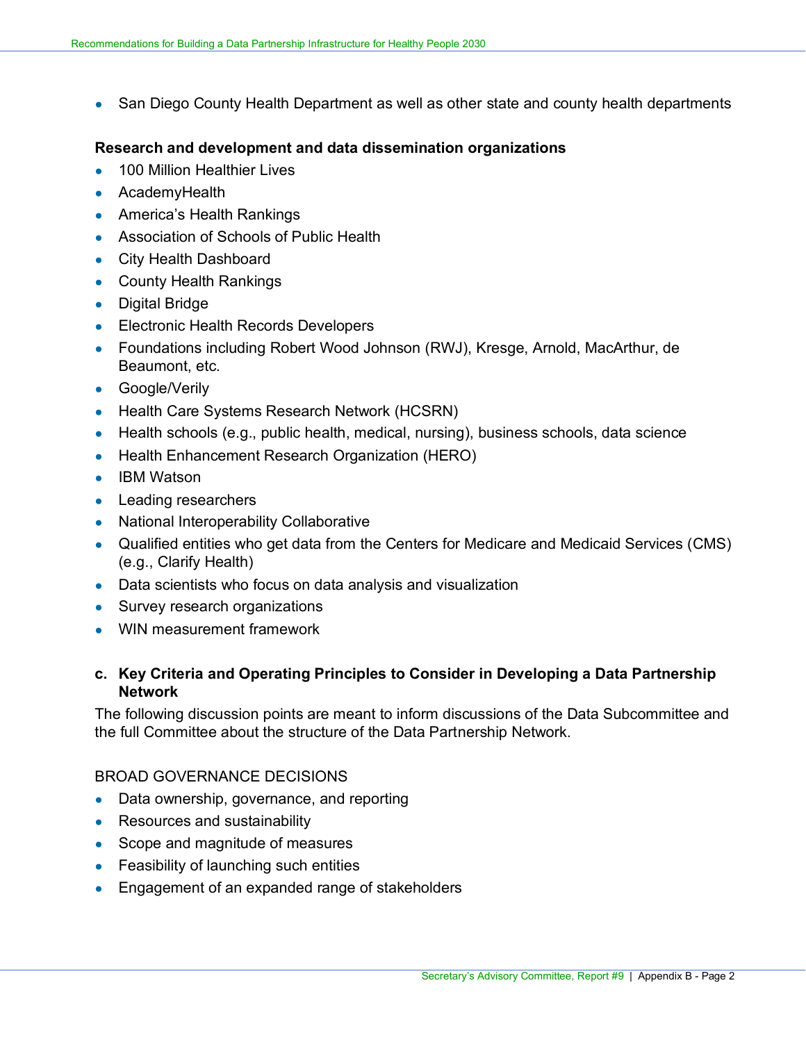- San Diego County Health Department as well as other state and county health departments

**Research and development and data dissemination organizations**

- 100 Million Healthier Lives
- AcademyHealth
- America's Health Rankings
- Association of Schools of Public Health
- City Health Dashboard
- County Health Rankings
- Digital Bridge
- Electronic Health Records Developers
- Foundations including Robert Wood Johnson (RWJ), Kresge, Arnold, MacArthur, de Beaumont, etc.
- Google/Verily
- Health Care Systems Research Network (HCSRN)
- Health schools (e.g., public health, medical, nursing), business schools, data science
- Health Enhancement Research Organization (HERO)
- IBM Watson
- Leading researchers
- National Interoperability Collaborative
- Qualified entities who get data from the Centers for Medicare and Medicaid Services (CMS) (e.g., Clarify Health)
- Data scientists who focus on data analysis and visualization
- Survey research organizations
- WIN measurement framework

### c. Key Criteria and Operating Principles to Consider in Developing a Data Partnership Network

The following discussion points are meant to inform discussions of the Data Subcommittee and the full Committee about the structure of the Data Partnership Network.

BROAD GOVERNANCE DECISIONS

- Data ownership, governance, and reporting
- Resources and sustainability
- Scope and magnitude of measures
- Feasibility of launching such entities
- Engagement of an expanded range of stakeholders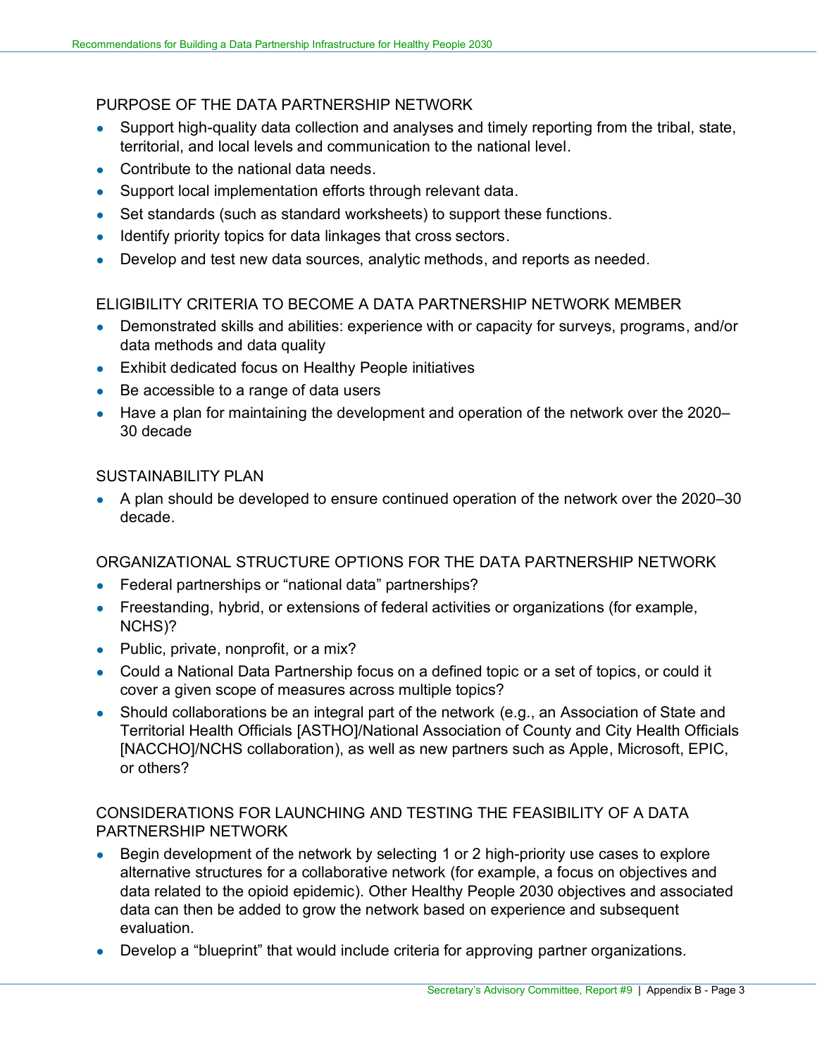### PURPOSE OF THE DATA PARTNERSHIP NETWORK

- Support high-quality data collection and analyses and timely reporting from the tribal, state, territorial, and local levels and communication to the national level.
- Contribute to the national data needs.
- Support local implementation efforts through relevant data.
- Set standards (such as standard worksheets) to support these functions.
- Identify priority topics for data linkages that cross sectors.
- Develop and test new data sources, analytic methods, and reports as needed.

### ELIGIBILITY CRITERIA TO BECOME A DATA PARTNERSHIP NETWORK MEMBER

- Demonstrated skills and abilities: experience with or capacity for surveys, programs, and/or data methods and data quality
- Exhibit dedicated focus on Healthy People initiatives
- Be accessible to a range of data users
- Have a plan for maintaining the development and operation of the network over the 2020–30 decade

### SUSTAINABILITY PLAN

- A plan should be developed to ensure continued operation of the network over the 2020–30 decade.

### ORGANIZATIONAL STRUCTURE OPTIONS FOR THE DATA PARTNERSHIP NETWORK

- Federal partnerships or "national data" partnerships?
- Freestanding, hybrid, or extensions of federal activities or organizations (for example, NCHS)?
- Public, private, nonprofit, or a mix?
- Could a National Data Partnership focus on a defined topic or a set of topics, or could it cover a given scope of measures across multiple topics?
- Should collaborations be an integral part of the network (e.g., an Association of State and Territorial Health Officials [ASTHO]/National Association of County and City Health Officials [NACCHO]/NCHS collaboration), as well as new partners such as Apple, Microsoft, EPIC, or others?

### CONSIDERATIONS FOR LAUNCHING AND TESTING THE FEASIBILITY OF A DATA PARTNERSHIP NETWORK

- Begin development of the network by selecting 1 or 2 high-priority use cases to explore alternative structures for a collaborative network (for example, a focus on objectives and data related to the opioid epidemic). Other Healthy People 2030 objectives and associated data can then be added to grow the network based on experience and subsequent evaluation.
- Develop a "blueprint" that would include criteria for approving partner organizations.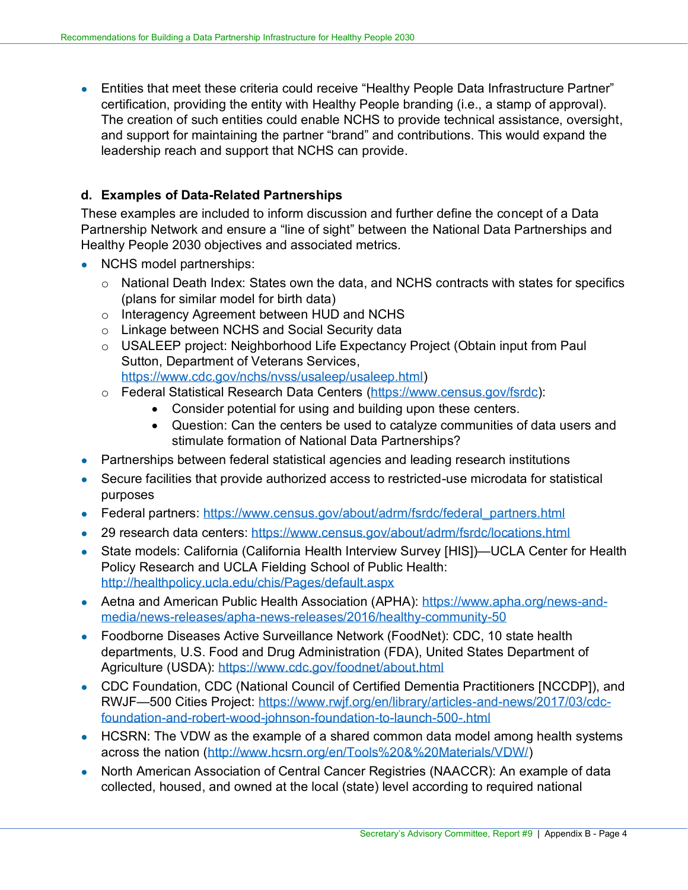- Entities that meet these criteria could receive "Healthy People Data Infrastructure Partner" certification, providing the entity with Healthy People branding (i.e., a stamp of approval). The creation of such entities could enable NCHS to provide technical assistance, oversight, and support for maintaining the partner "brand" and contributions. This would expand the leadership reach and support that NCHS can provide.

### d. Examples of Data-Related Partnerships

These examples are included to inform discussion and further define the concept of a Data Partnership Network and ensure a "line of sight" between the National Data Partnerships and Healthy People 2030 objectives and associated metrics.

- NCHS model partnerships:
  - National Death Index: States own the data, and NCHS contracts with states for specifics (plans for similar model for birth data)
  - Interagency Agreement between HUD and NCHS
  - Linkage between NCHS and Social Security data
  - USALEEP project: Neighborhood Life Expectancy Project (Obtain input from Paul Sutton, Department of Veterans Services, https://www.cdc.gov/nchs/nvss/usaleep/usaleep.html)
  - Federal Statistical Research Data Centers (https://www.census.gov/fsrdc):
    - Consider potential for using and building upon these centers.
    - Question: Can the centers be used to catalyze communities of data users and stimulate formation of National Data Partnerships?
- Partnerships between federal statistical agencies and leading research institutions
- Secure facilities that provide authorized access to restricted-use microdata for statistical purposes
- Federal partners: https://www.census.gov/about/adrm/fsrdc/federal_partners.html
- 29 research data centers: https://www.census.gov/about/adrm/fsrdc/locations.html
- State models: California (California Health Interview Survey [HIS])—UCLA Center for Health Policy Research and UCLA Fielding School of Public Health: http://healthpolicy.ucla.edu/chis/Pages/default.aspx
- Aetna and American Public Health Association (APHA): https://www.apha.org/news-and-media/news-releases/apha-news-releases/2016/healthy-community-50
- Foodborne Diseases Active Surveillance Network (FoodNet): CDC, 10 state health departments, U.S. Food and Drug Administration (FDA), United States Department of Agriculture (USDA): https://www.cdc.gov/foodnet/about.html
- CDC Foundation, CDC (National Council of Certified Dementia Practitioners [NCCDP]), and RWJF—500 Cities Project: https://www.rwjf.org/en/library/articles-and-news/2017/03/cdc-foundation-and-robert-wood-johnson-foundation-to-launch-500-.html
- HCSRN: The VDW as the example of a shared common data model among health systems across the nation (http://www.hcsrn.org/en/Tools%20&%20Materials/VDW/)
- North American Association of Central Cancer Registries (NAACCR): An example of data collected, housed, and owned at the local (state) level according to required national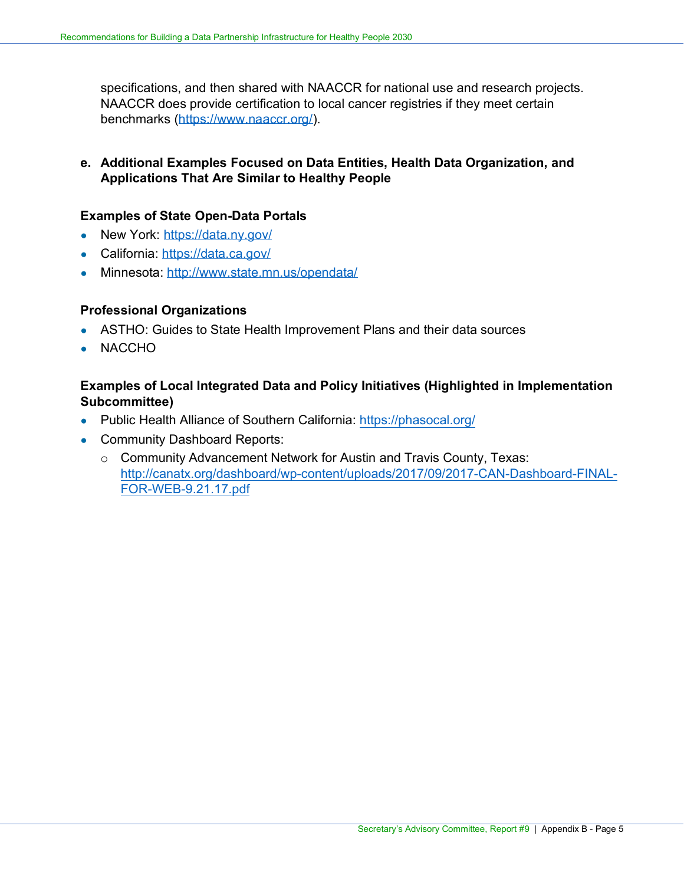specifications, and then shared with NAACCR for national use and research projects. NAACCR does provide certification to local cancer registries if they meet certain benchmarks (https://www.naaccr.org/).

**e. Additional Examples Focused on Data Entities, Health Data Organization, and Applications That Are Similar to Healthy People**

**Examples of State Open-Data Portals**

- New York: https://data.ny.gov/
- California: https://data.ca.gov/
- Minnesota: http://www.state.mn.us/opendata/

**Professional Organizations**

- ASTHO: Guides to State Health Improvement Plans and their data sources
- NACCHO

**Examples of Local Integrated Data and Policy Initiatives (Highlighted in Implementation Subcommittee)**

- Public Health Alliance of Southern California: https://phasocal.org/
- Community Dashboard Reports:
  - Community Advancement Network for Austin and Travis County, Texas: http://canatx.org/dashboard/wp-content/uploads/2017/09/2017-CAN-Dashboard-FINAL-FOR-WEB-9.21.17.pdf